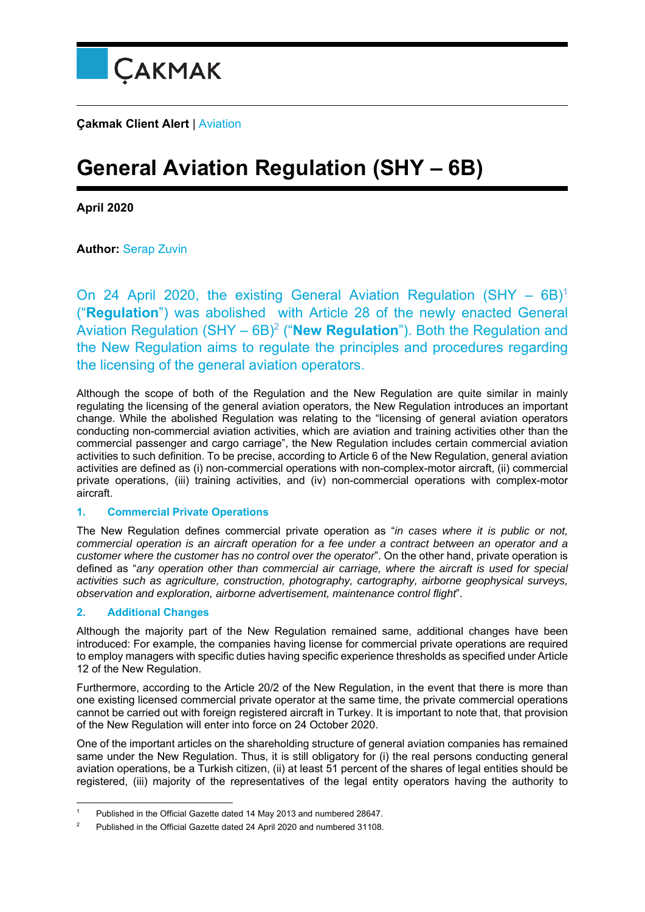ÇAKMAK

**Çakmak Client Alert** | Aviation

# General Aviation Regulation (SHY – 6B)

**April 2020**

**Author:** Serap Zuvin

On 24 April 2020, the existing General Aviation Regulation (SHY – 6B)[1] ("**Regulation**") was abolished with Article 28 of the newly enacted General Aviation Regulation (SHY – 6B)[2] ("**New Regulation**"). Both the Regulation and the New Regulation aims to regulate the principles and procedures regarding the licensing of the general aviation operators.

Although the scope of both of the Regulation and the New Regulation are quite similar in mainly regulating the licensing of the general aviation operators, the New Regulation introduces an important change. While the abolished Regulation was relating to the "licensing of general aviation operators conducting non-commercial aviation activities, which are aviation and training activities other than the commercial passenger and cargo carriage", the New Regulation includes certain commercial aviation activities to such definition. To be precise, according to Article 6 of the New Regulation, general aviation activities are defined as (i) non-commercial operations with non-complex-motor aircraft, (ii) commercial private operations, (iii) training activities, and (iv) non-commercial operations with complex-motor aircraft.

### 1. Commercial Private Operations

The New Regulation defines commercial private operation as "*in cases where it is public or not, commercial operation is an aircraft operation for a fee under a contract between an operator and a customer where the customer has no control over the operator*". On the other hand, private operation is defined as "*any operation other than commercial air carriage, where the aircraft is used for special activities such as agriculture, construction, photography, cartography, airborne geophysical surveys, observation and exploration, airborne advertisement, maintenance control flight*".

### 2. Additional Changes

Although the majority part of the New Regulation remained same, additional changes have been introduced: For example, the companies having license for commercial private operations are required to employ managers with specific duties having specific experience thresholds as specified under Article 12 of the New Regulation.

Furthermore, according to the Article 20/2 of the New Regulation, in the event that there is more than one existing licensed commercial private operator at the same time, the private commercial operations cannot be carried out with foreign registered aircraft in Turkey. It is important to note that, that provision of the New Regulation will enter into force on 24 October 2020.

One of the important articles on the shareholding structure of general aviation companies has remained same under the New Regulation. Thus, it is still obligatory for (i) the real persons conducting general aviation operations, be a Turkish citizen, (ii) at least 51 percent of the shares of legal entities should be registered, (iii) majority of the representatives of the legal entity operators having the authority to

---

[1] Published in the Official Gazette dated 14 May 2013 and numbered 28647.

[2] Published in the Official Gazette dated 24 April 2020 and numbered 31108.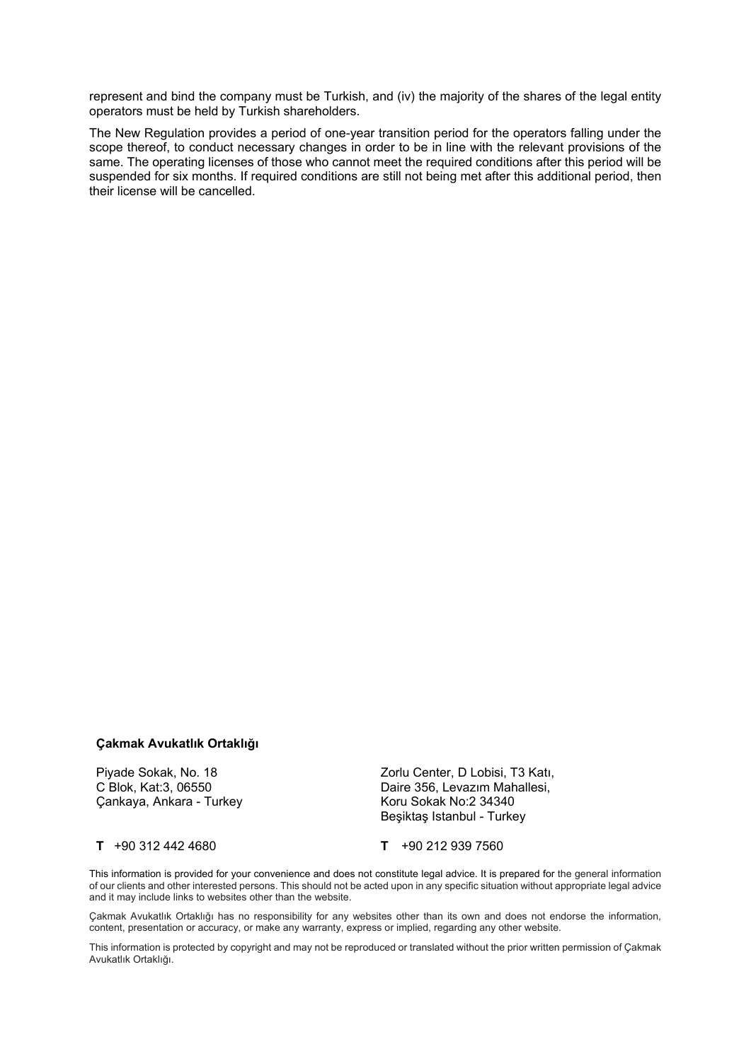represent and bind the company must be Turkish, and (iv) the majority of the shares of the legal entity operators must be held by Turkish shareholders.

The New Regulation provides a period of one-year transition period for the operators falling under the scope thereof, to conduct necessary changes in order to be in line with the relevant provisions of the same. The operating licenses of those who cannot meet the required conditions after this period will be suspended for six months. If required conditions are still not being met after this additional period, then their license will be cancelled.

**Çakmak Avukatlık Ortaklığı**

Piyade Sokak, No. 18
C Blok, Kat:3, 06550
Çankaya, Ankara - Turkey

**T** +90 312 442 4680

Zorlu Center, D Lobisi, T3 Katı,
Daire 356, Levazım Mahallesi,
Koru Sokak No:2 34340
Beşiktaş Istanbul - Turkey

**T** +90 212 939 7560

This information is provided for your convenience and does not constitute legal advice. It is prepared for the general information of our clients and other interested persons. This should not be acted upon in any specific situation without appropriate legal advice and it may include links to websites other than the website.

Çakmak Avukatlık Ortaklığı has no responsibility for any websites other than its own and does not endorse the information, content, presentation or accuracy, or make any warranty, express or implied, regarding any other website.

This information is protected by copyright and may not be reproduced or translated without the prior written permission of Çakmak Avukatlık Ortaklığı.